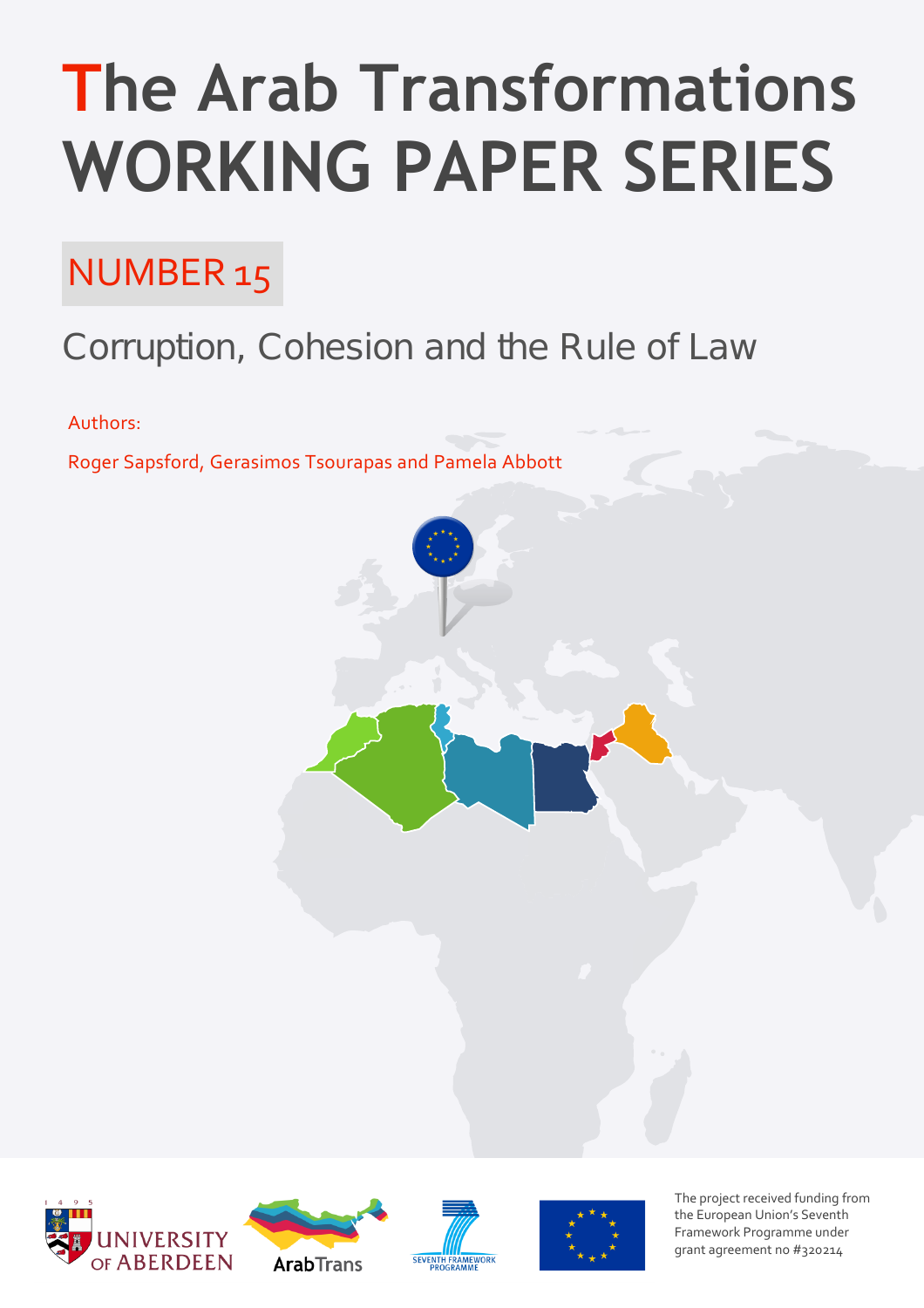# The Arab Transformations WORKING PAPER SERIES

## NUMBER 15

## Corruption, Cohesion and the Rule of Law

Authors:

Roger Sapsford, Gerasimos Tsourapas and Pamela Abbott

The project received funding from the European Union's Seventh Framework Programme under grant agreement no #320214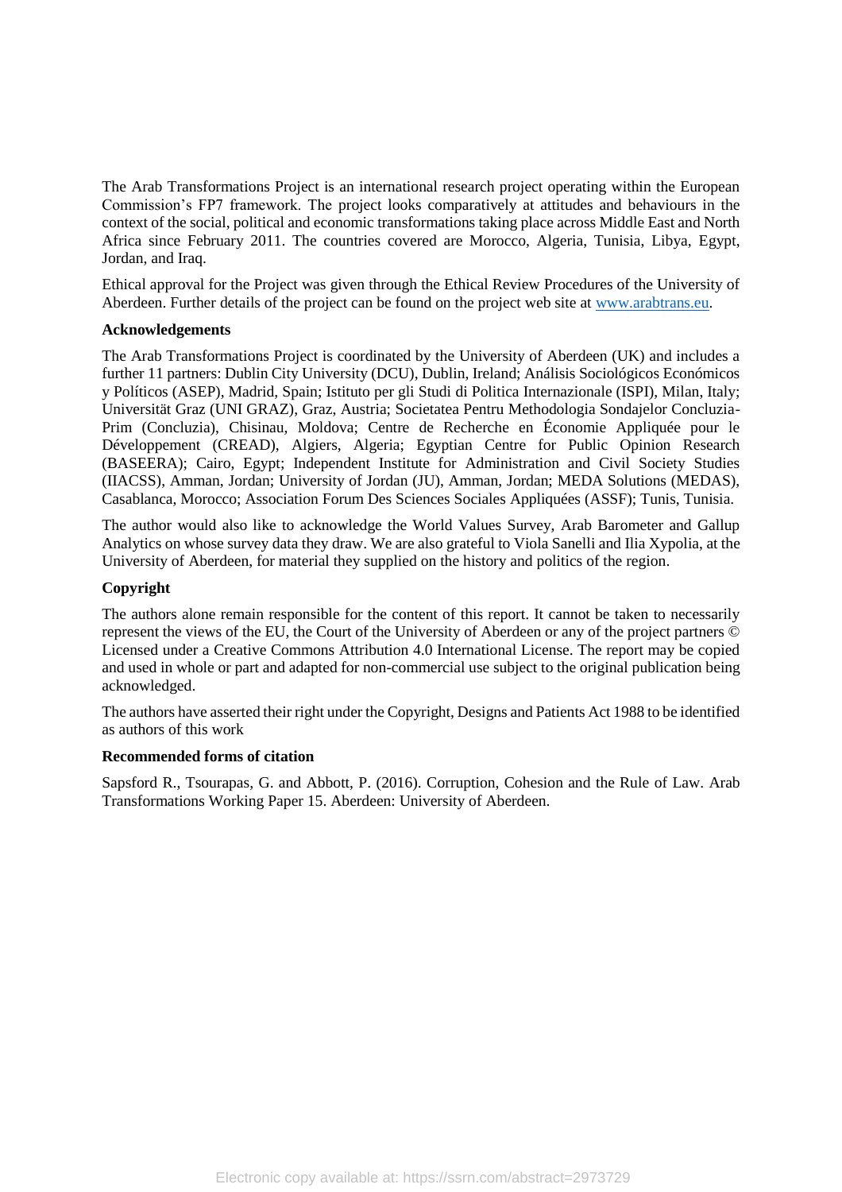The Arab Transformations Project is an international research project operating within the European Commission's FP7 framework. The project looks comparatively at attitudes and behaviours in the context of the social, political and economic transformations taking place across Middle East and North Africa since February 2011. The countries covered are Morocco, Algeria, Tunisia, Libya, Egypt, Jordan, and Iraq.

Ethical approval for the Project was given through the Ethical Review Procedures of the University of Aberdeen. Further details of the project can be found on the project web site at [www.arabtrans.eu](http://www.arabtrans.eu).

**Acknowledgements**

The Arab Transformations Project is coordinated by the University of Aberdeen (UK) and includes a further 11 partners: Dublin City University (DCU), Dublin, Ireland; Análisis Sociológicos Económicos y Políticos (ASEP), Madrid, Spain; Istituto per gli Studi di Politica Internazionale (ISPI), Milan, Italy; Universität Graz (UNI GRAZ), Graz, Austria; Societatea Pentru Methodologia Sondajelor Concluzia-Prim (Concluzia), Chisinau, Moldova; Centre de Recherche en Économie Appliquée pour le Développement (CREAD), Algiers, Algeria; Egyptian Centre for Public Opinion Research (BASEERA); Cairo, Egypt; Independent Institute for Administration and Civil Society Studies (IIACSS), Amman, Jordan; University of Jordan (JU), Amman, Jordan; MEDA Solutions (MEDAS), Casablanca, Morocco; Association Forum Des Sciences Sociales Appliquées (ASSF); Tunis, Tunisia.

The author would also like to acknowledge the World Values Survey, Arab Barometer and Gallup Analytics on whose survey data they draw. We are also grateful to Viola Sanelli and Ilia Xypolia, at the University of Aberdeen, for material they supplied on the history and politics of the region.

**Copyright**

The authors alone remain responsible for the content of this report. It cannot be taken to necessarily represent the views of the EU, the Court of the University of Aberdeen or any of the project partners © Licensed under a Creative Commons Attribution 4.0 International License. The report may be copied and used in whole or part and adapted for non-commercial use subject to the original publication being acknowledged.

The authors have asserted their right under the Copyright, Designs and Patients Act 1988 to be identified as authors of this work

**Recommended forms of citation**

Sapsford R., Tsourapas, G. and Abbott, P. (2016). Corruption, Cohesion and the Rule of Law. Arab Transformations Working Paper 15. Aberdeen: University of Aberdeen.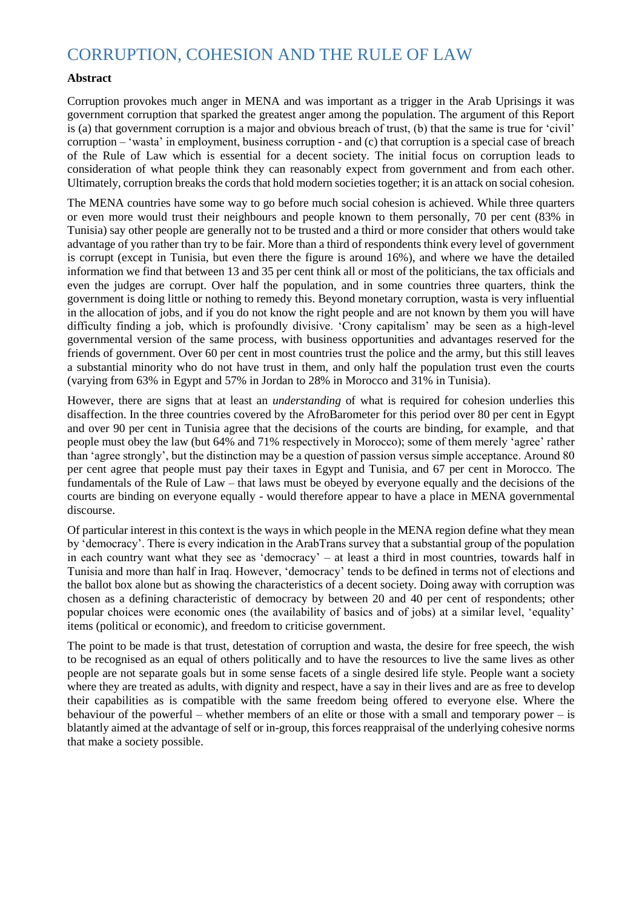# CORRUPTION, COHESION AND THE RULE OF LAW

**Abstract**

Corruption provokes much anger in MENA and was important as a trigger in the Arab Uprisings it was government corruption that sparked the greatest anger among the population. The argument of this Report is (a) that government corruption is a major and obvious breach of trust, (b) that the same is true for 'civil' corruption – 'wasta' in employment, business corruption - and (c) that corruption is a special case of breach of the Rule of Law which is essential for a decent society. The initial focus on corruption leads to consideration of what people think they can reasonably expect from government and from each other. Ultimately, corruption breaks the cords that hold modern societies together; it is an attack on social cohesion.

The MENA countries have some way to go before much social cohesion is achieved. While three quarters or even more would trust their neighbours and people known to them personally, 70 per cent (83% in Tunisia) say other people are generally not to be trusted and a third or more consider that others would take advantage of you rather than try to be fair. More than a third of respondents think every level of government is corrupt (except in Tunisia, but even there the figure is around 16%), and where we have the detailed information we find that between 13 and 35 per cent think all or most of the politicians, the tax officials and even the judges are corrupt. Over half the population, and in some countries three quarters, think the government is doing little or nothing to remedy this. Beyond monetary corruption, wasta is very influential in the allocation of jobs, and if you do not know the right people and are not known by them you will have difficulty finding a job, which is profoundly divisive. 'Crony capitalism' may be seen as a high-level governmental version of the same process, with business opportunities and advantages reserved for the friends of government. Over 60 per cent in most countries trust the police and the army, but this still leaves a substantial minority who do not have trust in them, and only half the population trust even the courts (varying from 63% in Egypt and 57% in Jordan to 28% in Morocco and 31% in Tunisia).

However, there are signs that at least an *understanding* of what is required for cohesion underlies this disaffection. In the three countries covered by the AfroBarometer for this period over 80 per cent in Egypt and over 90 per cent in Tunisia agree that the decisions of the courts are binding, for example, and that people must obey the law (but 64% and 71% respectively in Morocco); some of them merely 'agree' rather than 'agree strongly', but the distinction may be a question of passion versus simple acceptance. Around 80 per cent agree that people must pay their taxes in Egypt and Tunisia, and 67 per cent in Morocco. The fundamentals of the Rule of Law – that laws must be obeyed by everyone equally and the decisions of the courts are binding on everyone equally - would therefore appear to have a place in MENA governmental discourse.

Of particular interest in this context is the ways in which people in the MENA region define what they mean by 'democracy'. There is every indication in the ArabTrans survey that a substantial group of the population in each country want what they see as 'democracy' – at least a third in most countries, towards half in Tunisia and more than half in Iraq. However, 'democracy' tends to be defined in terms not of elections and the ballot box alone but as showing the characteristics of a decent society. Doing away with corruption was chosen as a defining characteristic of democracy by between 20 and 40 per cent of respondents; other popular choices were economic ones (the availability of basics and of jobs) at a similar level, 'equality' items (political or economic), and freedom to criticise government.

The point to be made is that trust, detestation of corruption and wasta, the desire for free speech, the wish to be recognised as an equal of others politically and to have the resources to live the same lives as other people are not separate goals but in some sense facets of a single desired life style. People want a society where they are treated as adults, with dignity and respect, have a say in their lives and are as free to develop their capabilities as is compatible with the same freedom being offered to everyone else. Where the behaviour of the powerful – whether members of an elite or those with a small and temporary power – is blatantly aimed at the advantage of self or in-group, this forces reappraisal of the underlying cohesive norms that make a society possible.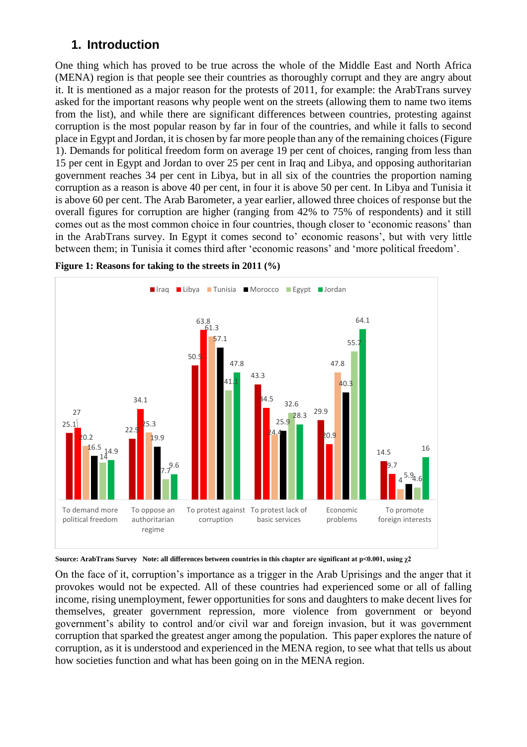## 1. Introduction

One thing which has proved to be true across the whole of the Middle East and North Africa (MENA) region is that people see their countries as thoroughly corrupt and they are angry about it. It is mentioned as a major reason for the protests of 2011, for example: the ArabTrans survey asked for the important reasons why people went on the streets (allowing them to name two items from the list), and while there are significant differences between countries, protesting against corruption is the most popular reason by far in four of the countries, and while it falls to second place in Egypt and Jordan, it is chosen by far more people than any of the remaining choices (Figure 1). Demands for political freedom form on average 19 per cent of choices, ranging from less than 15 per cent in Egypt and Jordan to over 25 per cent in Iraq and Libya, and opposing authoritarian government reaches 34 per cent in Libya, but in all six of the countries the proportion naming corruption as a reason is above 40 per cent, in four it is above 50 per cent. In Libya and Tunisia it is above 60 per cent. The Arab Barometer, a year earlier, allowed three choices of response but the overall figures for corruption are higher (ranging from 42% to 75% of respondents) and it still comes out as the most common choice in four countries, though closer to 'economic reasons' than in the ArabTrans survey. In Egypt it comes second to' economic reasons', but with very little between them; in Tunisia it comes third after 'economic reasons' and 'more political freedom'.

**Figure 1: Reasons for taking to the streets in 2011 (%)**

| | Iraq | Libya | Tunisia | Morocco | Egypt | Jordan |
|---|---|---|---|---|---|---|
| To demand more political freedom | 25.1 | 27 | 20.2 | 16.5 | 14 | 14.9 |
| To oppose an authoritarian regime | 22.9 | 34.1 | 25.3 | 19.9 | 7.7 | 9.6 |
| To protest against corruption | 50.5 | 63.8 | 61.3 | 57.1 | 41.1 | 47.8 |
| To protest lack of basic services | 43.3 | 34.5 | 24.4 | 25.9 | 32.6 | 28.3 |
| Economic problems | 29.9 | 20.9 | 47.8 | 40.3 | 55.7 | 64.1 |
| To promote foreign interests | 14.5 | 9.7 | 4 | 5.9 | 4.6 | 16 |

**Source: ArabTrans Survey Note: all differences between countries in this chapter are significant at $p<0.001$, using $\chi 2$**

On the face of it, corruption's importance as a trigger in the Arab Uprisings and the anger that it provokes would not be expected. All of these countries had experienced some or all of falling income, rising unemployment, fewer opportunities for sons and daughters to make decent lives for themselves, greater government repression, more violence from government or beyond government's ability to control and/or civil war and foreign invasion, but it was government corruption that sparked the greatest anger among the population. This paper explores the nature of corruption, as it is understood and experienced in the MENA region, to see what that tells us about how societies function and what has been going on in the MENA region.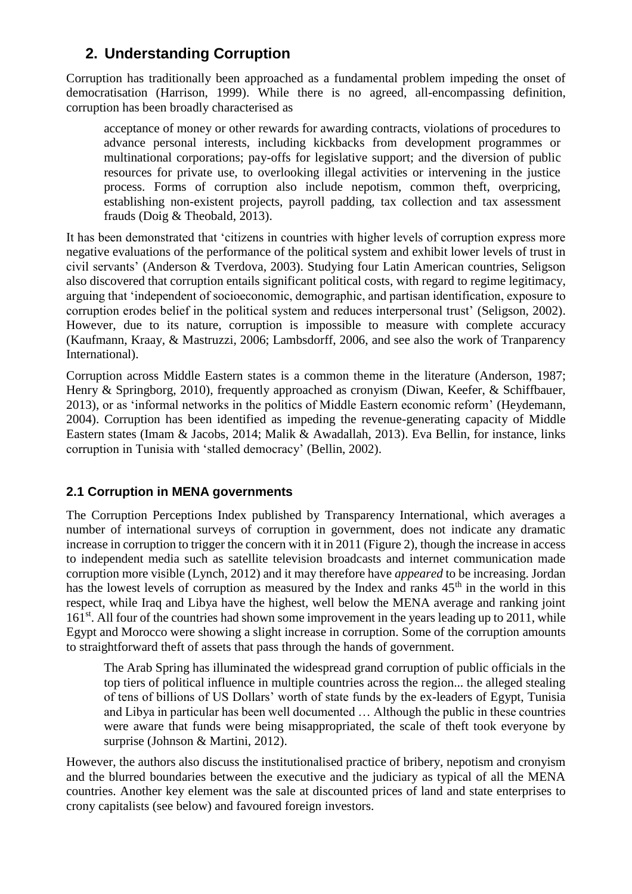## 2. Understanding Corruption

Corruption has traditionally been approached as a fundamental problem impeding the onset of democratisation (Harrison, 1999). While there is no agreed, all-encompassing definition, corruption has been broadly characterised as

> acceptance of money or other rewards for awarding contracts, violations of procedures to advance personal interests, including kickbacks from development programmes or multinational corporations; pay-offs for legislative support; and the diversion of public resources for private use, to overlooking illegal activities or intervening in the justice process. Forms of corruption also include nepotism, common theft, overpricing, establishing non-existent projects, payroll padding, tax collection and tax assessment frauds (Doig & Theobald, 2013).

It has been demonstrated that 'citizens in countries with higher levels of corruption express more negative evaluations of the performance of the political system and exhibit lower levels of trust in civil servants' (Anderson & Tverdova, 2003). Studying four Latin American countries, Seligson also discovered that corruption entails significant political costs, with regard to regime legitimacy, arguing that 'independent of socioeconomic, demographic, and partisan identification, exposure to corruption erodes belief in the political system and reduces interpersonal trust' (Seligson, 2002). However, due to its nature, corruption is impossible to measure with complete accuracy (Kaufmann, Kraay, & Mastruzzi, 2006; Lambsdorff, 2006, and see also the work of Tranparency International).

Corruption across Middle Eastern states is a common theme in the literature (Anderson, 1987; Henry & Springborg, 2010), frequently approached as cronyism (Diwan, Keefer, & Schiffbauer, 2013), or as 'informal networks in the politics of Middle Eastern economic reform' (Heydemann, 2004). Corruption has been identified as impeding the revenue-generating capacity of Middle Eastern states (Imam & Jacobs, 2014; Malik & Awadallah, 2013). Eva Bellin, for instance, links corruption in Tunisia with 'stalled democracy' (Bellin, 2002).

### 2.1 Corruption in MENA governments

The Corruption Perceptions Index published by Transparency International, which averages a number of international surveys of corruption in government, does not indicate any dramatic increase in corruption to trigger the concern with it in 2011 (Figure 2), though the increase in access to independent media such as satellite television broadcasts and internet communication made corruption more visible (Lynch, 2012) and it may therefore have *appeared* to be increasing. Jordan has the lowest levels of corruption as measured by the Index and ranks 45th in the world in this respect, while Iraq and Libya have the highest, well below the MENA average and ranking joint 161st. All four of the countries had shown some improvement in the years leading up to 2011, while Egypt and Morocco were showing a slight increase in corruption. Some of the corruption amounts to straightforward theft of assets that pass through the hands of government.

> The Arab Spring has illuminated the widespread grand corruption of public officials in the top tiers of political influence in multiple countries across the region... the alleged stealing of tens of billions of US Dollars' worth of state funds by the ex-leaders of Egypt, Tunisia and Libya in particular has been well documented … Although the public in these countries were aware that funds were being misappropriated, the scale of theft took everyone by surprise (Johnson & Martini, 2012).

However, the authors also discuss the institutionalised practice of bribery, nepotism and cronyism and the blurred boundaries between the executive and the judiciary as typical of all the MENA countries. Another key element was the sale at discounted prices of land and state enterprises to crony capitalists (see below) and favoured foreign investors.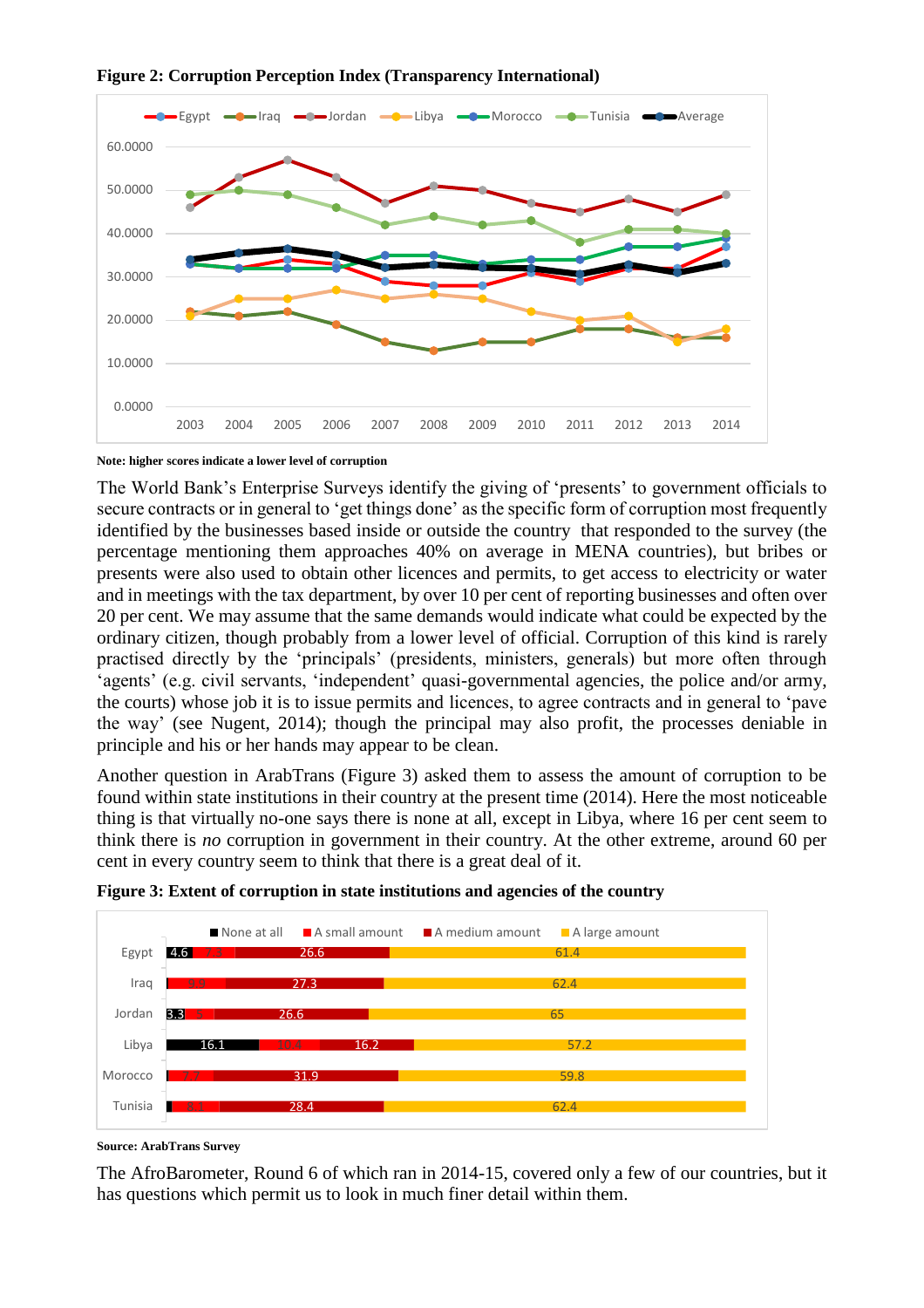**Figure 2: Corruption Perception Index (Transparency International)**

**Note: higher scores indicate a lower level of corruption**

The World Bank's Enterprise Surveys identify the giving of 'presents' to government officials to secure contracts or in general to 'get things done' as the specific form of corruption most frequently identified by the businesses based inside or outside the country that responded to the survey (the percentage mentioning them approaches 40% on average in MENA countries), but bribes or presents were also used to obtain other licences and permits, to get access to electricity or water and in meetings with the tax department, by over 10 per cent of reporting businesses and often over 20 per cent. We may assume that the same demands would indicate what could be expected by the ordinary citizen, though probably from a lower level of official. Corruption of this kind is rarely practised directly by the 'principals' (presidents, ministers, generals) but more often through 'agents' (e.g. civil servants, 'independent' quasi-governmental agencies, the police and/or army, the courts) whose job it is to issue permits and licences, to agree contracts and in general to 'pave the way' (see Nugent, 2014); though the principal may also profit, the processes deniable in principle and his or her hands may appear to be clean.

Another question in ArabTrans (Figure 3) asked them to assess the amount of corruption to be found within state institutions in their country at the present time (2014). Here the most noticeable thing is that virtually no-one says there is none at all, except in Libya, where 16 per cent seem to think there is *no* corruption in government in their country. At the other extreme, around 60 per cent in every country seem to think that there is a great deal of it.

**Figure 3: Extent of corruption in state institutions and agencies of the country**

| Country | None at all | A small amount | A medium amount | A large amount |
|---|---|---|---|---|
| Egypt | 4.6 | 7.3 | 26.6 | 61.4 |
| Iraq | | 9.9 | 27.3 | 62.4 |
| Jordan | 3.3 | 5 | 26.6 | 65 |
| Libya | 16.1 | 10.4 | 16.2 | 57.2 |
| Morocco | | 7.7 | 31.9 | 59.8 |
| Tunisia | | 8.1 | 28.4 | 62.4 |

**Source: ArabTrans Survey**

The AfroBarometer, Round 6 of which ran in 2014-15, covered only a few of our countries, but it has questions which permit us to look in much finer detail within them.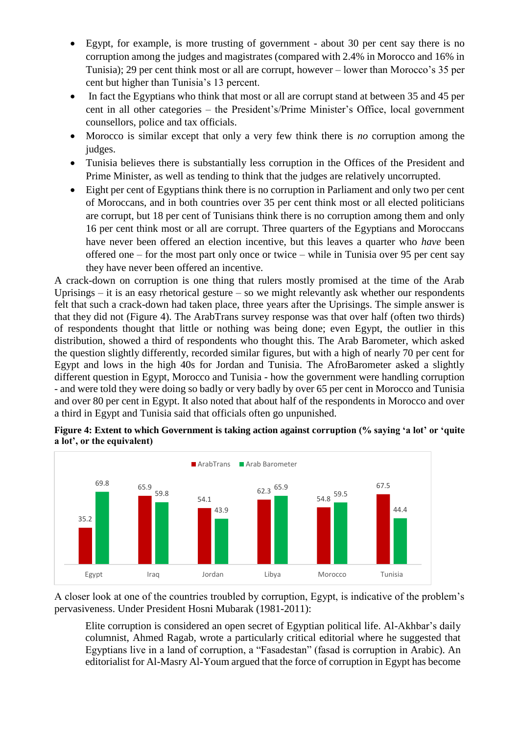- Egypt, for example, is more trusting of government - about 30 per cent say there is no corruption among the judges and magistrates (compared with 2.4% in Morocco and 16% in Tunisia); 29 per cent think most or all are corrupt, however – lower than Morocco's 35 per cent but higher than Tunisia's 13 percent.
- In fact the Egyptians who think that most or all are corrupt stand at between 35 and 45 per cent in all other categories – the President's/Prime Minister's Office, local government counsellors, police and tax officials.
- Morocco is similar except that only a very few think there is *no* corruption among the judges.
- Tunisia believes there is substantially less corruption in the Offices of the President and Prime Minister, as well as tending to think that the judges are relatively uncorrupted.
- Eight per cent of Egyptians think there is no corruption in Parliament and only two per cent of Moroccans, and in both countries over 35 per cent think most or all elected politicians are corrupt, but 18 per cent of Tunisians think there is no corruption among them and only 16 per cent think most or all are corrupt. Three quarters of the Egyptians and Moroccans have never been offered an election incentive, but this leaves a quarter who *have* been offered one – for the most part only once or twice – while in Tunisia over 95 per cent say they have never been offered an incentive.

A crack-down on corruption is one thing that rulers mostly promised at the time of the Arab Uprisings – it is an easy rhetorical gesture – so we might relevantly ask whether our respondents felt that such a crack-down had taken place, three years after the Uprisings. The simple answer is that they did not (Figure 4). The ArabTrans survey response was that over half (often two thirds) of respondents thought that little or nothing was being done; even Egypt, the outlier in this distribution, showed a third of respondents who thought this. The Arab Barometer, which asked the question slightly differently, recorded similar figures, but with a high of nearly 70 per cent for Egypt and lows in the high 40s for Jordan and Tunisia. The AfroBarometer asked a slightly different question in Egypt, Morocco and Tunisia - how the government were handling corruption - and were told they were doing so badly or very badly by over 65 per cent in Morocco and Tunisia and over 80 per cent in Egypt. It also noted that about half of the respondents in Morocco and over a third in Egypt and Tunisia said that officials often go unpunished.

**Figure 4: Extent to which Government is taking action against corruption (% saying 'a lot' or 'quite a lot', or the equivalent)**

| | ArabTrans | Arab Barometer |
|---|---|---|
| Egypt | 35.2 | 69.8 |
| Iraq | 65.9 | 59.8 |
| Jordan | 54.1 | 43.9 |
| Libya | 62.3 | 65.9 |
| Morocco | 54.8 | 59.5 |
| Tunisia | 67.5 | 44.4 |

A closer look at one of the countries troubled by corruption, Egypt, is indicative of the problem's pervasiveness. Under President Hosni Mubarak (1981-2011):

> Elite corruption is considered an open secret of Egyptian political life. Al-Akhbar's daily columnist, Ahmed Ragab, wrote a particularly critical editorial where he suggested that Egyptians live in a land of corruption, a "Fasadestan" (fasad is corruption in Arabic). An editorialist for Al-Masry Al-Youm argued that the force of corruption in Egypt has become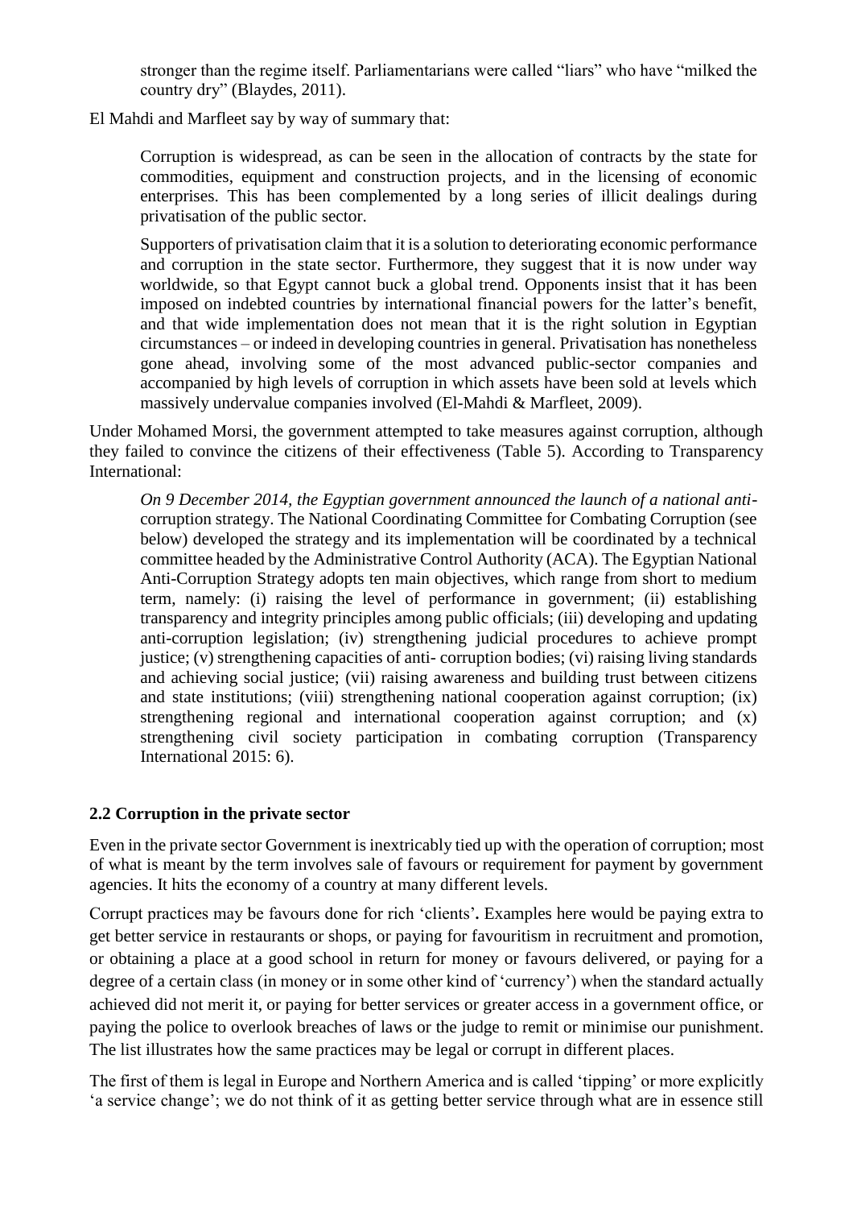> stronger than the regime itself. Parliamentarians were called "liars" who have "milked the country dry" (Blaydes, 2011).

El Mahdi and Marfleet say by way of summary that:

> Corruption is widespread, as can be seen in the allocation of contracts by the state for commodities, equipment and construction projects, and in the licensing of economic enterprises. This has been complemented by a long series of illicit dealings during privatisation of the public sector.
>
> Supporters of privatisation claim that it is a solution to deteriorating economic performance and corruption in the state sector. Furthermore, they suggest that it is now under way worldwide, so that Egypt cannot buck a global trend. Opponents insist that it has been imposed on indebted countries by international financial powers for the latter's benefit, and that wide implementation does not mean that it is the right solution in Egyptian circumstances – or indeed in developing countries in general. Privatisation has nonetheless gone ahead, involving some of the most advanced public-sector companies and accompanied by high levels of corruption in which assets have been sold at levels which massively undervalue companies involved (El-Mahdi & Marfleet, 2009).

Under Mohamed Morsi, the government attempted to take measures against corruption, although they failed to convince the citizens of their effectiveness (Table 5). According to Transparency International:

> *On 9 December 2014, the Egyptian government announced the launch of a national anti-*corruption strategy. The National Coordinating Committee for Combating Corruption (see below) developed the strategy and its implementation will be coordinated by a technical committee headed by the Administrative Control Authority (ACA). The Egyptian National Anti-Corruption Strategy adopts ten main objectives, which range from short to medium term, namely: (i) raising the level of performance in government; (ii) establishing transparency and integrity principles among public officials; (iii) developing and updating anti-corruption legislation; (iv) strengthening judicial procedures to achieve prompt justice; (v) strengthening capacities of anti- corruption bodies; (vi) raising living standards and achieving social justice; (vii) raising awareness and building trust between citizens and state institutions; (viii) strengthening national cooperation against corruption; (ix) strengthening regional and international cooperation against corruption; and (x) strengthening civil society participation in combating corruption (Transparency International 2015: 6).

## 2.2 Corruption in the private sector

Even in the private sector Government is inextricably tied up with the operation of corruption; most of what is meant by the term involves sale of favours or requirement for payment by government agencies. It hits the economy of a country at many different levels.

Corrupt practices may be favours done for rich 'clients'**.** Examples here would be paying extra to get better service in restaurants or shops, or paying for favouritism in recruitment and promotion, or obtaining a place at a good school in return for money or favours delivered, or paying for a degree of a certain class (in money or in some other kind of 'currency') when the standard actually achieved did not merit it, or paying for better services or greater access in a government office, or paying the police to overlook breaches of laws or the judge to remit or minimise our punishment. The list illustrates how the same practices may be legal or corrupt in different places.

The first of them is legal in Europe and Northern America and is called 'tipping' or more explicitly 'a service change'; we do not think of it as getting better service through what are in essence still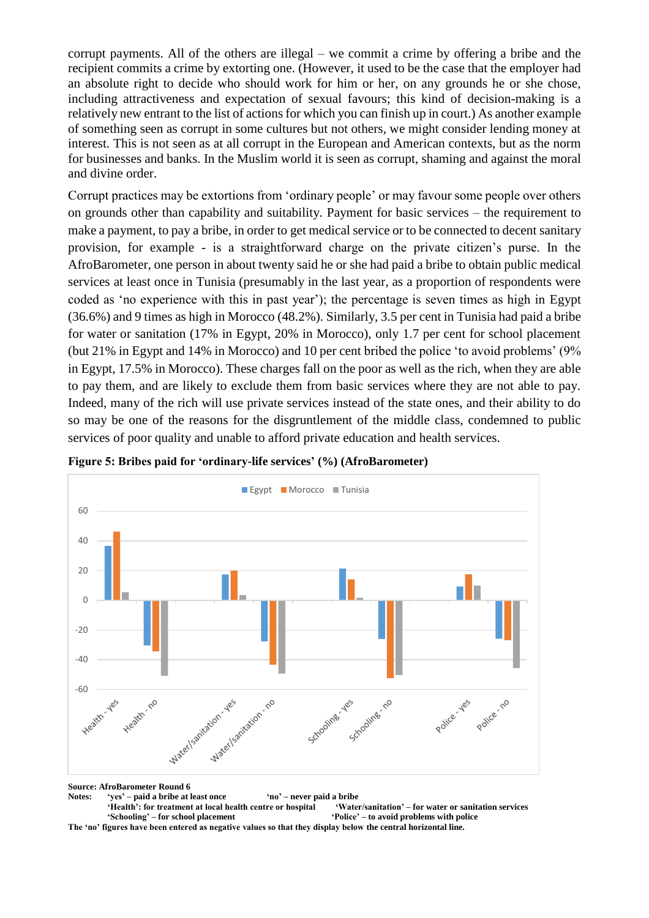corrupt payments. All of the others are illegal – we commit a crime by offering a bribe and the recipient commits a crime by extorting one. (However, it used to be the case that the employer had an absolute right to decide who should work for him or her, on any grounds he or she chose, including attractiveness and expectation of sexual favours; this kind of decision-making is a relatively new entrant to the list of actions for which you can finish up in court.) As another example of something seen as corrupt in some cultures but not others, we might consider lending money at interest. This is not seen as at all corrupt in the European and American contexts, but as the norm for businesses and banks. In the Muslim world it is seen as corrupt, shaming and against the moral and divine order.

Corrupt practices may be extortions from 'ordinary people' or may favour some people over others on grounds other than capability and suitability. Payment for basic services – the requirement to make a payment, to pay a bribe, in order to get medical service or to be connected to decent sanitary provision, for example - is a straightforward charge on the private citizen's purse. In the AfroBarometer, one person in about twenty said he or she had paid a bribe to obtain public medical services at least once in Tunisia (presumably in the last year, as a proportion of respondents were coded as 'no experience with this in past year'); the percentage is seven times as high in Egypt (36.6%) and 9 times as high in Morocco (48.2%). Similarly, 3.5 per cent in Tunisia had paid a bribe for water or sanitation (17% in Egypt, 20% in Morocco), only 1.7 per cent for school placement (but 21% in Egypt and 14% in Morocco) and 10 per cent bribed the police 'to avoid problems' (9% in Egypt, 17.5% in Morocco). These charges fall on the poor as well as the rich, when they are able to pay them, and are likely to exclude them from basic services where they are not able to pay. Indeed, many of the rich will use private services instead of the state ones, and their ability to do so may be one of the reasons for the disgruntlement of the middle class, condemned to public services of poor quality and unable to afford private education and health services.

**Figure 5: Bribes paid for 'ordinary-life services' (%) (AfroBarometer)**

**Source: AfroBarometer Round 6**

**Notes:** 'yes' – paid a bribe at least once; 'no' – never paid a bribe
'Health': for treatment at local health centre or hospital; 'Water/sanitation' – for water or sanitation services
'Schooling' – for school placement; 'Police' – to avoid problems with police

**The 'no' figures have been entered as negative values so that they display below the central horizontal line.**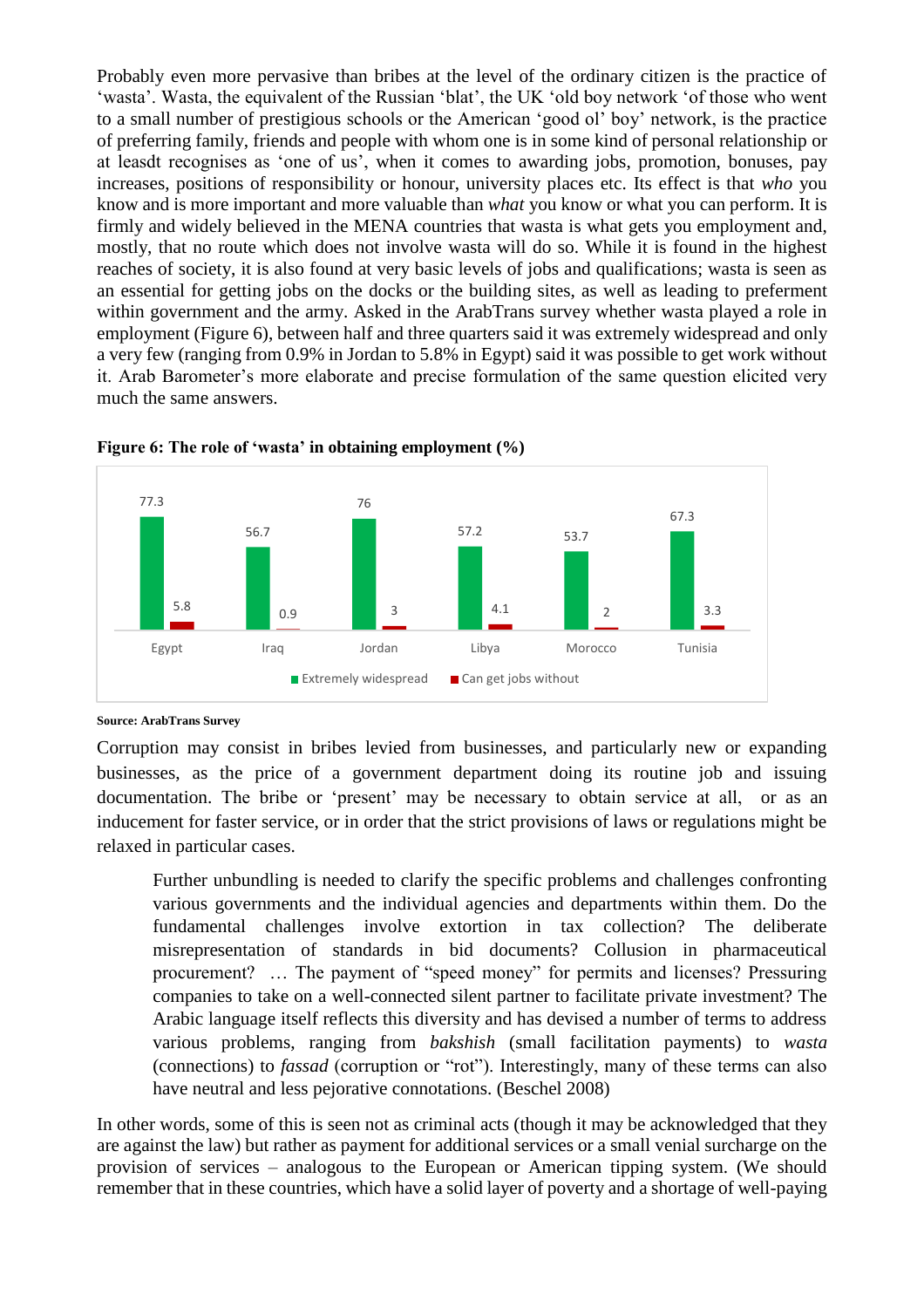Probably even more pervasive than bribes at the level of the ordinary citizen is the practice of 'wasta'. Wasta, the equivalent of the Russian 'blat', the UK 'old boy network 'of those who went to a small number of prestigious schools or the American 'good ol' boy' network, is the practice of preferring family, friends and people with whom one is in some kind of personal relationship or at leasdt recognises as 'one of us', when it comes to awarding jobs, promotion, bonuses, pay increases, positions of responsibility or honour, university places etc. Its effect is that *who* you know and is more important and more valuable than *what* you know or what you can perform. It is firmly and widely believed in the MENA countries that wasta is what gets you employment and, mostly, that no route which does not involve wasta will do so. While it is found in the highest reaches of society, it is also found at very basic levels of jobs and qualifications; wasta is seen as an essential for getting jobs on the docks or the building sites, as well as leading to preferment within government and the army. Asked in the ArabTrans survey whether wasta played a role in employment (Figure 6), between half and three quarters said it was extremely widespread and only a very few (ranging from 0.9% in Jordan to 5.8% in Egypt) said it was possible to get work without it. Arab Barometer's more elaborate and precise formulation of the same question elicited very much the same answers.

**Figure 6: The role of 'wasta' in obtaining employment (%)**

| | Egypt | Iraq | Jordan | Libya | Morocco | Tunisia |
|---|---|---|---|---|---|---|
| Extremely widespread | 77.3 | 56.7 | 76 | 57.2 | 53.7 | 67.3 |
| Can get jobs without | 5.8 | 0.9 | 3 | 4.1 | 2 | 3.3 |

**Source: ArabTrans Survey**

Corruption may consist in bribes levied from businesses, and particularly new or expanding businesses, as the price of a government department doing its routine job and issuing documentation. The bribe or 'present' may be necessary to obtain service at all, or as an inducement for faster service, or in order that the strict provisions of laws or regulations might be relaxed in particular cases.

> Further unbundling is needed to clarify the specific problems and challenges confronting various governments and the individual agencies and departments within them. Do the fundamental challenges involve extortion in tax collection? The deliberate misrepresentation of standards in bid documents? Collusion in pharmaceutical procurement? … The payment of "speed money" for permits and licenses? Pressuring companies to take on a well-connected silent partner to facilitate private investment? The Arabic language itself reflects this diversity and has devised a number of terms to address various problems, ranging from *bakshish* (small facilitation payments) to *wasta* (connections) to *fassad* (corruption or "rot"). Interestingly, many of these terms can also have neutral and less pejorative connotations. (Beschel 2008)

In other words, some of this is seen not as criminal acts (though it may be acknowledged that they are against the law) but rather as payment for additional services or a small venial surcharge on the provision of services – analogous to the European or American tipping system. (We should remember that in these countries, which have a solid layer of poverty and a shortage of well-paying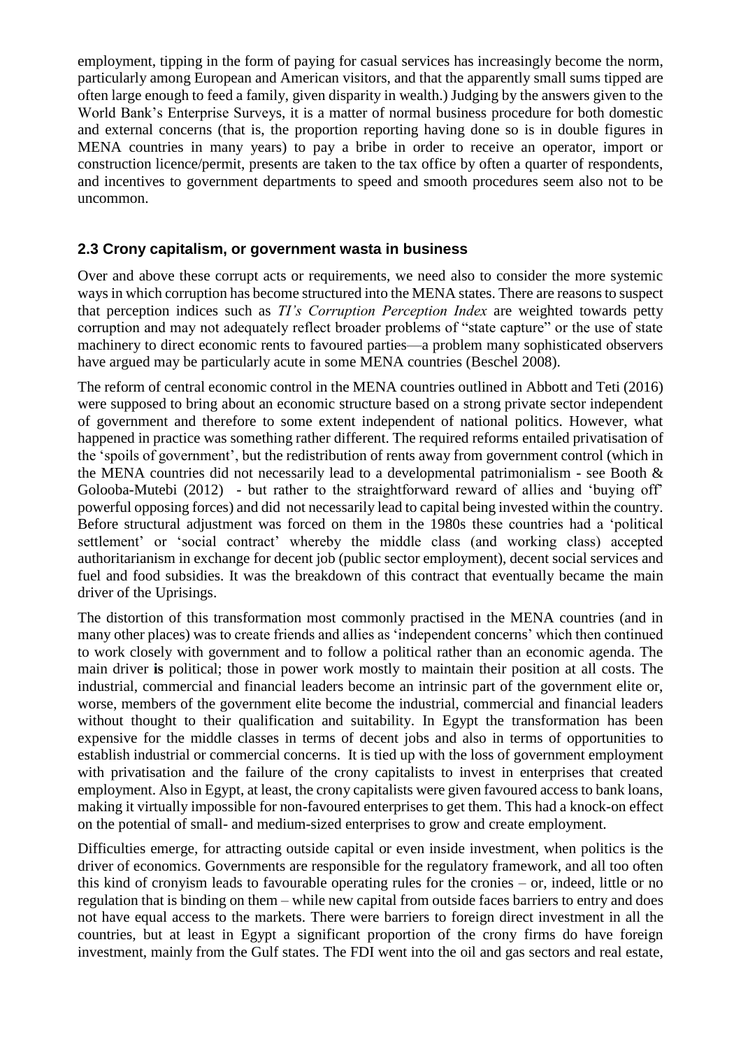employment, tipping in the form of paying for casual services has increasingly become the norm, particularly among European and American visitors, and that the apparently small sums tipped are often large enough to feed a family, given disparity in wealth.) Judging by the answers given to the World Bank's Enterprise Surveys, it is a matter of normal business procedure for both domestic and external concerns (that is, the proportion reporting having done so is in double figures in MENA countries in many years) to pay a bribe in order to receive an operator, import or construction licence/permit, presents are taken to the tax office by often a quarter of respondents, and incentives to government departments to speed and smooth procedures seem also not to be uncommon.

### 2.3 Crony capitalism, or government wasta in business

Over and above these corrupt acts or requirements, we need also to consider the more systemic ways in which corruption has become structured into the MENA states. There are reasons to suspect that perception indices such as *TI's Corruption Perception Index* are weighted towards petty corruption and may not adequately reflect broader problems of "state capture" or the use of state machinery to direct economic rents to favoured parties—a problem many sophisticated observers have argued may be particularly acute in some MENA countries (Beschel 2008).

The reform of central economic control in the MENA countries outlined in Abbott and Teti (2016) were supposed to bring about an economic structure based on a strong private sector independent of government and therefore to some extent independent of national politics. However, what happened in practice was something rather different. The required reforms entailed privatisation of the 'spoils of government', but the redistribution of rents away from government control (which in the MENA countries did not necessarily lead to a developmental patrimonialism - see Booth & Golooba-Mutebi (2012) - but rather to the straightforward reward of allies and 'buying off' powerful opposing forces) and did not necessarily lead to capital being invested within the country. Before structural adjustment was forced on them in the 1980s these countries had a 'political settlement' or 'social contract' whereby the middle class (and working class) accepted authoritarianism in exchange for decent job (public sector employment), decent social services and fuel and food subsidies. It was the breakdown of this contract that eventually became the main driver of the Uprisings.

The distortion of this transformation most commonly practised in the MENA countries (and in many other places) was to create friends and allies as 'independent concerns' which then continued to work closely with government and to follow a political rather than an economic agenda. The main driver **is** political; those in power work mostly to maintain their position at all costs. The industrial, commercial and financial leaders become an intrinsic part of the government elite or, worse, members of the government elite become the industrial, commercial and financial leaders without thought to their qualification and suitability. In Egypt the transformation has been expensive for the middle classes in terms of decent jobs and also in terms of opportunities to establish industrial or commercial concerns. It is tied up with the loss of government employment with privatisation and the failure of the crony capitalists to invest in enterprises that created employment. Also in Egypt, at least, the crony capitalists were given favoured access to bank loans, making it virtually impossible for non-favoured enterprises to get them. This had a knock-on effect on the potential of small- and medium-sized enterprises to grow and create employment.

Difficulties emerge, for attracting outside capital or even inside investment, when politics is the driver of economics. Governments are responsible for the regulatory framework, and all too often this kind of cronyism leads to favourable operating rules for the cronies – or, indeed, little or no regulation that is binding on them – while new capital from outside faces barriers to entry and does not have equal access to the markets. There were barriers to foreign direct investment in all the countries, but at least in Egypt a significant proportion of the crony firms do have foreign investment, mainly from the Gulf states. The FDI went into the oil and gas sectors and real estate,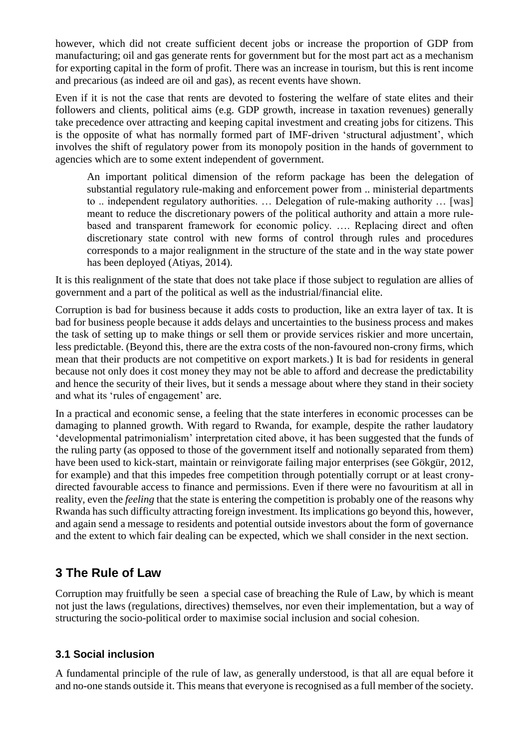however, which did not create sufficient decent jobs or increase the proportion of GDP from manufacturing; oil and gas generate rents for government but for the most part act as a mechanism for exporting capital in the form of profit. There was an increase in tourism, but this is rent income and precarious (as indeed are oil and gas), as recent events have shown.

Even if it is not the case that rents are devoted to fostering the welfare of state elites and their followers and clients, political aims (e.g. GDP growth, increase in taxation revenues) generally take precedence over attracting and keeping capital investment and creating jobs for citizens. This is the opposite of what has normally formed part of IMF-driven 'structural adjustment', which involves the shift of regulatory power from its monopoly position in the hands of government to agencies which are to some extent independent of government.

> An important political dimension of the reform package has been the delegation of substantial regulatory rule-making and enforcement power from .. ministerial departments to .. independent regulatory authorities. … Delegation of rule-making authority … [was] meant to reduce the discretionary powers of the political authority and attain a more rule-based and transparent framework for economic policy. …. Replacing direct and often discretionary state control with new forms of control through rules and procedures corresponds to a major realignment in the structure of the state and in the way state power has been deployed (Atiyas, 2014).

It is this realignment of the state that does not take place if those subject to regulation are allies of government and a part of the political as well as the industrial/financial elite.

Corruption is bad for business because it adds costs to production, like an extra layer of tax. It is bad for business people because it adds delays and uncertainties to the business process and makes the task of setting up to make things or sell them or provide services riskier and more uncertain, less predictable. (Beyond this, there are the extra costs of the non-favoured non-crony firms, which mean that their products are not competitive on export markets.) It is bad for residents in general because not only does it cost money they may not be able to afford and decrease the predictability and hence the security of their lives, but it sends a message about where they stand in their society and what its 'rules of engagement' are.

In a practical and economic sense, a feeling that the state interferes in economic processes can be damaging to planned growth. With regard to Rwanda, for example, despite the rather laudatory 'developmental patrimonialism' interpretation cited above, it has been suggested that the funds of the ruling party (as opposed to those of the government itself and notionally separated from them) have been used to kick-start, maintain or reinvigorate failing major enterprises (see Gökgür, 2012, for example) and that this impedes free competition through potentially corrupt or at least crony-directed favourable access to finance and permissions. Even if there were no favouritism at all in reality, even the *feeling* that the state is entering the competition is probably one of the reasons why Rwanda has such difficulty attracting foreign investment. Its implications go beyond this, however, and again send a message to residents and potential outside investors about the form of governance and the extent to which fair dealing can be expected, which we shall consider in the next section.

## 3 The Rule of Law

Corruption may fruitfully be seen a special case of breaching the Rule of Law, by which is meant not just the laws (regulations, directives) themselves, nor even their implementation, but a way of structuring the socio-political order to maximise social inclusion and social cohesion.

### 3.1 Social inclusion

A fundamental principle of the rule of law, as generally understood, is that all are equal before it and no-one stands outside it. This means that everyone is recognised as a full member of the society.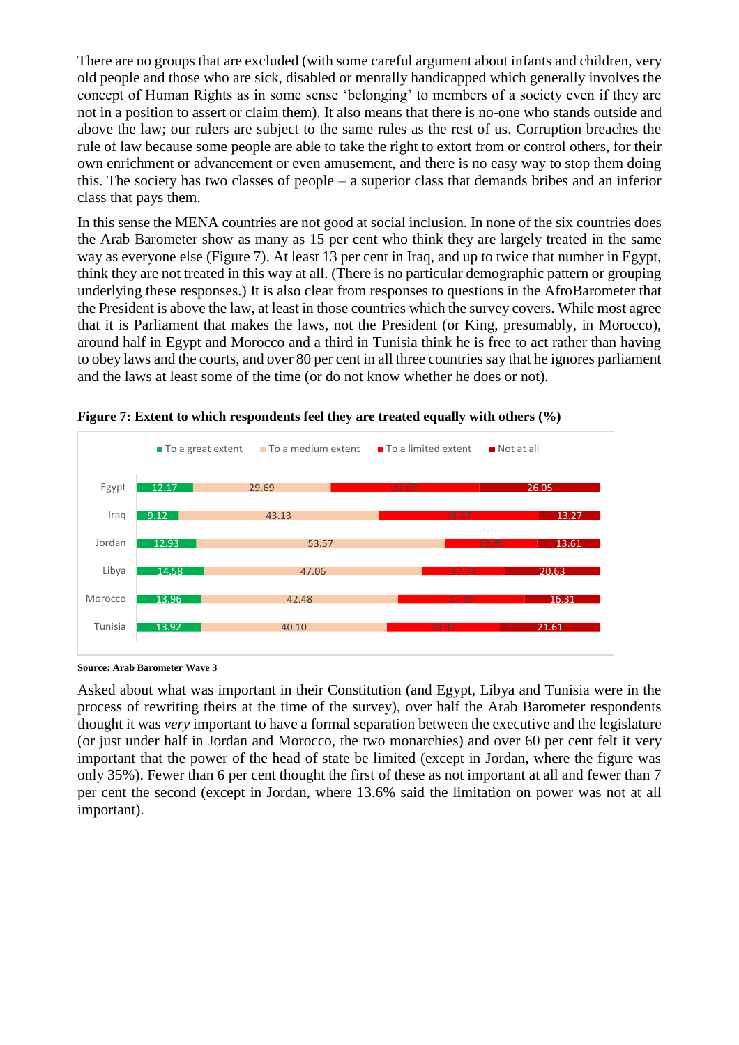There are no groups that are excluded (with some careful argument about infants and children, very old people and those who are sick, disabled or mentally handicapped which generally involves the concept of Human Rights as in some sense 'belonging' to members of a society even if they are not in a position to assert or claim them). It also means that there is no-one who stands outside and above the law; our rulers are subject to the same rules as the rest of us. Corruption breaches the rule of law because some people are able to take the right to extort from or control others, for their own enrichment or advancement or even amusement, and there is no easy way to stop them doing this. The society has two classes of people – a superior class that demands bribes and an inferior class that pays them.

In this sense the MENA countries are not good at social inclusion. In none of the six countries does the Arab Barometer show as many as 15 per cent who think they are largely treated in the same way as everyone else (Figure 7). At least 13 per cent in Iraq, and up to twice that number in Egypt, think they are not treated in this way at all. (There is no particular demographic pattern or grouping underlying these responses.) It is also clear from responses to questions in the AfroBarometer that the President is above the law, at least in those countries which the survey covers. While most agree that it is Parliament that makes the laws, not the President (or King, presumably, in Morocco), around half in Egypt and Morocco and a third in Tunisia think he is free to act rather than having to obey laws and the courts, and over 80 per cent in all three countries say that he ignores parliament and the laws at least some of the time (or do not know whether he does or not).

**Figure 7: Extent to which respondents feel they are treated equally with others (%)**

| | To a great extent | To a medium extent | To a limited extent | Not at all |
|---|---|---|---|---|
| Egypt | 12.17 | 29.69 | 32.08 | 26.05 |
| Iraq | 9.12 | 43.13 | 34.47 | 13.27 |
| Jordan | 12.93 | 53.57 | 19.90 | 13.61 |
| Libya | 14.58 | 47.06 | 17.73 | 20.63 |
| Morocco | 13.96 | 42.48 | 27.25 | 16.31 |
| Tunisia | 13.92 | 40.10 | 24.37 | 21.61 |

**Source: Arab Barometer Wave 3**

Asked about what was important in their Constitution (and Egypt, Libya and Tunisia were in the process of rewriting theirs at the time of the survey), over half the Arab Barometer respondents thought it was *very* important to have a formal separation between the executive and the legislature (or just under half in Jordan and Morocco, the two monarchies) and over 60 per cent felt it very important that the power of the head of state be limited (except in Jordan, where the figure was only 35%). Fewer than 6 per cent thought the first of these as not important at all and fewer than 7 per cent the second (except in Jordan, where 13.6% said the limitation on power was not at all important).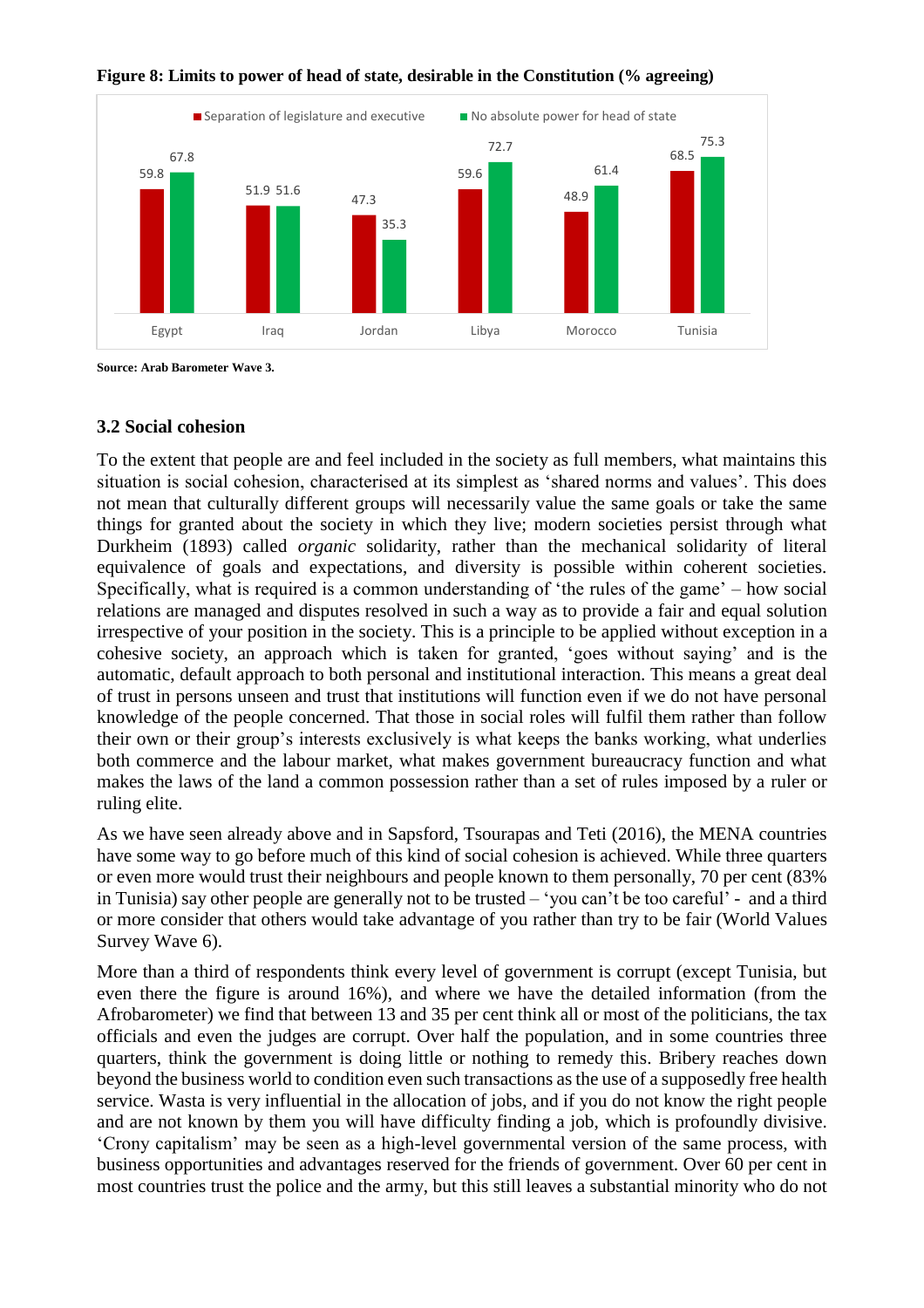**Figure 8: Limits to power of head of state, desirable in the Constitution (% agreeing)**

| | Separation of legislature and executive | No absolute power for head of state |
|---|---|---|
| Egypt | 59.8 | 67.8 |
| Iraq | 51.9 | 51.6 |
| Jordan | 47.3 | 35.3 |
| Libya | 59.6 | 72.7 |
| Morocco | 48.9 | 61.4 |
| Tunisia | 68.5 | 75.3 |

**Source: Arab Barometer Wave 3.**

### 3.2 Social cohesion

To the extent that people are and feel included in the society as full members, what maintains this situation is social cohesion, characterised at its simplest as 'shared norms and values'. This does not mean that culturally different groups will necessarily value the same goals or take the same things for granted about the society in which they live; modern societies persist through what Durkheim (1893) called *organic* solidarity, rather than the mechanical solidarity of literal equivalence of goals and expectations, and diversity is possible within coherent societies. Specifically, what is required is a common understanding of 'the rules of the game' – how social relations are managed and disputes resolved in such a way as to provide a fair and equal solution irrespective of your position in the society. This is a principle to be applied without exception in a cohesive society, an approach which is taken for granted, 'goes without saying' and is the automatic, default approach to both personal and institutional interaction. This means a great deal of trust in persons unseen and trust that institutions will function even if we do not have personal knowledge of the people concerned. That those in social roles will fulfil them rather than follow their own or their group's interests exclusively is what keeps the banks working, what underlies both commerce and the labour market, what makes government bureaucracy function and what makes the laws of the land a common possession rather than a set of rules imposed by a ruler or ruling elite.

As we have seen already above and in Sapsford, Tsourapas and Teti (2016), the MENA countries have some way to go before much of this kind of social cohesion is achieved. While three quarters or even more would trust their neighbours and people known to them personally, 70 per cent (83% in Tunisia) say other people are generally not to be trusted – 'you can't be too careful' - and a third or more consider that others would take advantage of you rather than try to be fair (World Values Survey Wave 6).

More than a third of respondents think every level of government is corrupt (except Tunisia, but even there the figure is around 16%), and where we have the detailed information (from the Afrobarometer) we find that between 13 and 35 per cent think all or most of the politicians, the tax officials and even the judges are corrupt. Over half the population, and in some countries three quarters, think the government is doing little or nothing to remedy this. Bribery reaches down beyond the business world to condition even such transactions as the use of a supposedly free health service. Wasta is very influential in the allocation of jobs, and if you do not know the right people and are not known by them you will have difficulty finding a job, which is profoundly divisive. 'Crony capitalism' may be seen as a high-level governmental version of the same process, with business opportunities and advantages reserved for the friends of government. Over 60 per cent in most countries trust the police and the army, but this still leaves a substantial minority who do not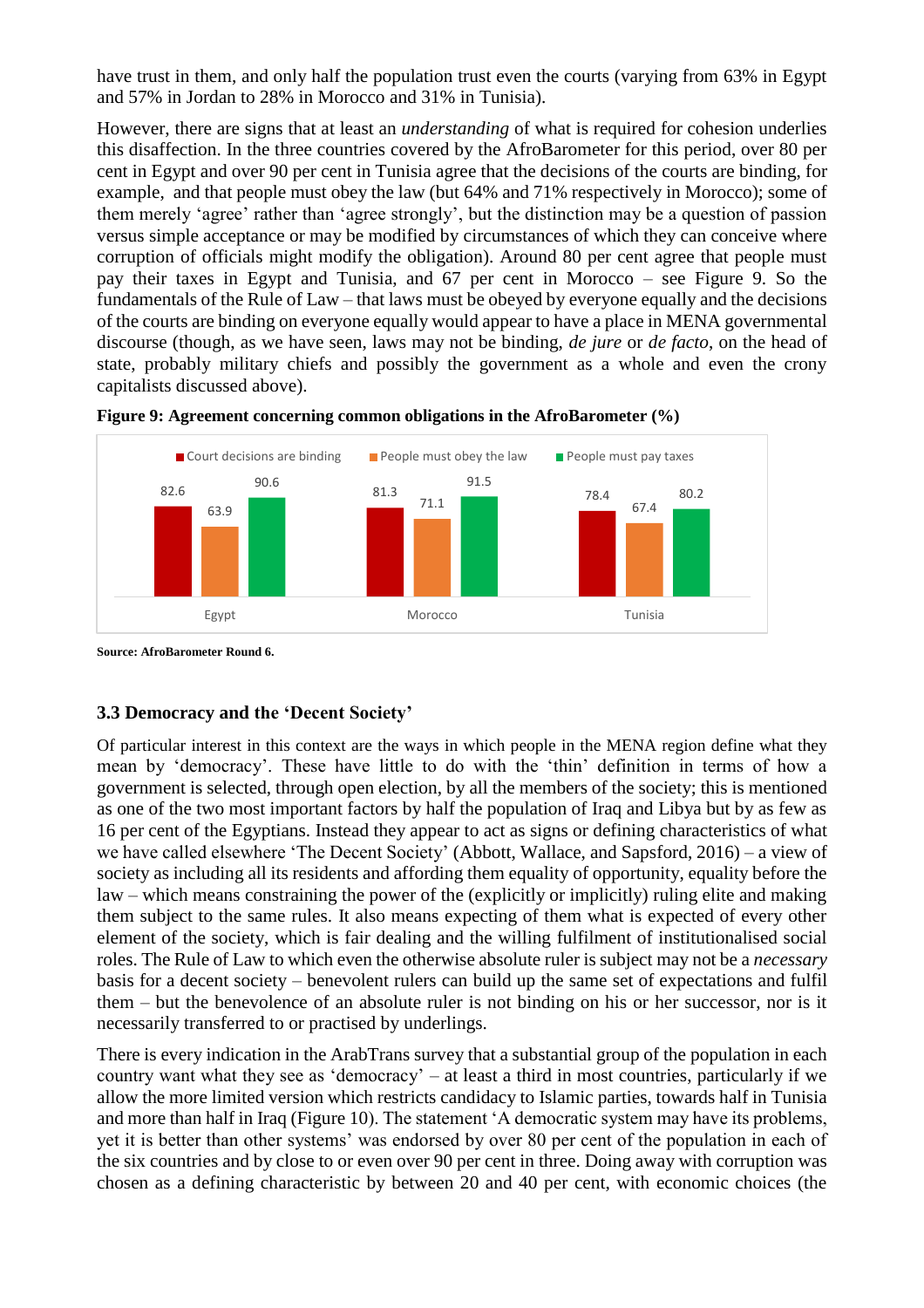have trust in them, and only half the population trust even the courts (varying from 63% in Egypt and 57% in Jordan to 28% in Morocco and 31% in Tunisia).

However, there are signs that at least an *understanding* of what is required for cohesion underlies this disaffection. In the three countries covered by the AfroBarometer for this period, over 80 per cent in Egypt and over 90 per cent in Tunisia agree that the decisions of the courts are binding, for example, and that people must obey the law (but 64% and 71% respectively in Morocco); some of them merely 'agree' rather than 'agree strongly', but the distinction may be a question of passion versus simple acceptance or may be modified by circumstances of which they can conceive where corruption of officials might modify the obligation). Around 80 per cent agree that people must pay their taxes in Egypt and Tunisia, and 67 per cent in Morocco – see Figure 9. So the fundamentals of the Rule of Law – that laws must be obeyed by everyone equally and the decisions of the courts are binding on everyone equally would appear to have a place in MENA governmental discourse (though, as we have seen, laws may not be binding, *de jure* or *de facto*, on the head of state, probably military chiefs and possibly the government as a whole and even the crony capitalists discussed above).

**Figure 9: Agreement concerning common obligations in the AfroBarometer (%)**

| | Court decisions are binding | People must obey the law | People must pay taxes |
|---|---|---|---|
| Egypt | 82.6 | 63.9 | 90.6 |
| Morocco | 81.3 | 71.1 | 91.5 |
| Tunisia | 78.4 | 67.4 | 80.2 |

**Source: AfroBarometer Round 6.**

### 3.3 Democracy and the 'Decent Society'

Of particular interest in this context are the ways in which people in the MENA region define what they mean by 'democracy'. These have little to do with the 'thin' definition in terms of how a government is selected, through open election, by all the members of the society; this is mentioned as one of the two most important factors by half the population of Iraq and Libya but by as few as 16 per cent of the Egyptians. Instead they appear to act as signs or defining characteristics of what we have called elsewhere 'The Decent Society' (Abbott, Wallace, and Sapsford, 2016) – a view of society as including all its residents and affording them equality of opportunity, equality before the law – which means constraining the power of the (explicitly or implicitly) ruling elite and making them subject to the same rules. It also means expecting of them what is expected of every other element of the society, which is fair dealing and the willing fulfilment of institutionalised social roles. The Rule of Law to which even the otherwise absolute ruler is subject may not be a *necessary* basis for a decent society – benevolent rulers can build up the same set of expectations and fulfil them – but the benevolence of an absolute ruler is not binding on his or her successor, nor is it necessarily transferred to or practised by underlings.

There is every indication in the ArabTrans survey that a substantial group of the population in each country want what they see as 'democracy' – at least a third in most countries, particularly if we allow the more limited version which restricts candidacy to Islamic parties, towards half in Tunisia and more than half in Iraq (Figure 10). The statement 'A democratic system may have its problems, yet it is better than other systems' was endorsed by over 80 per cent of the population in each of the six countries and by close to or even over 90 per cent in three. Doing away with corruption was chosen as a defining characteristic by between 20 and 40 per cent, with economic choices (the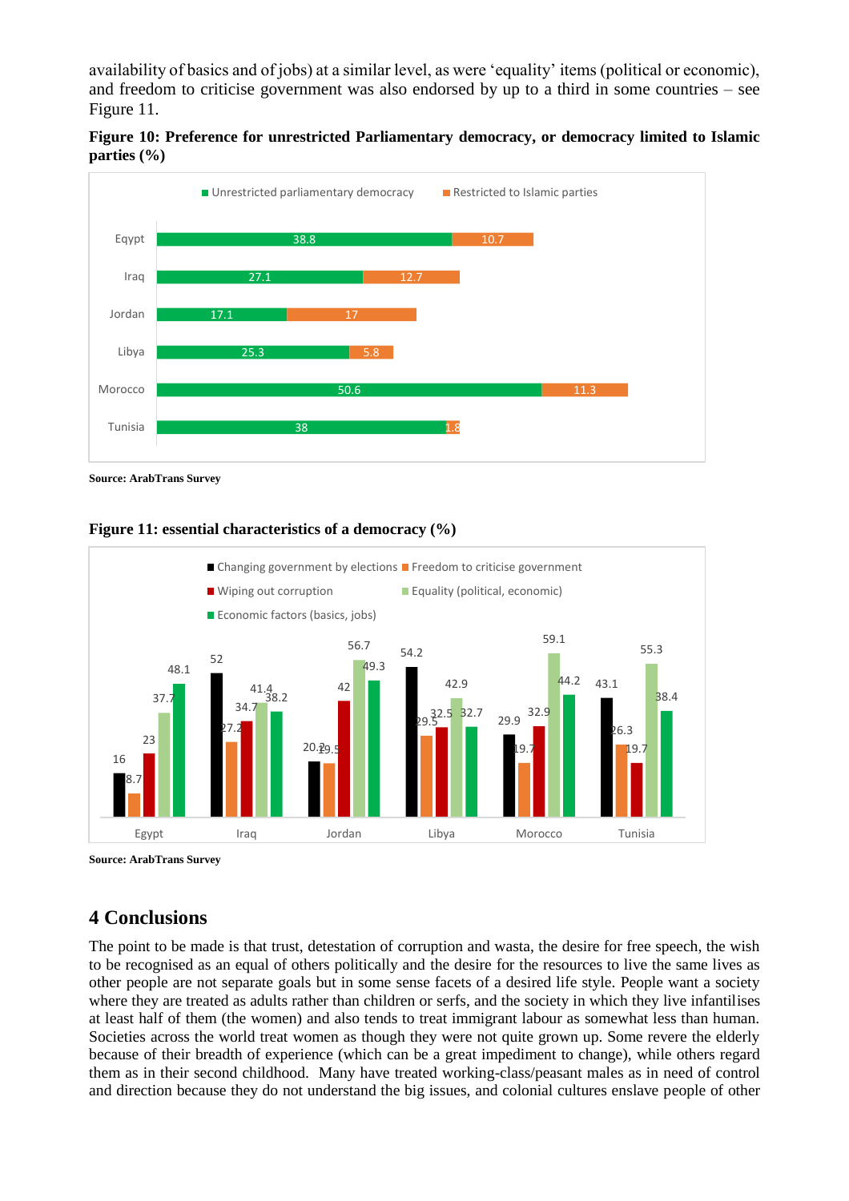availability of basics and of jobs) at a similar level, as were 'equality' items (political or economic), and freedom to criticise government was also endorsed by up to a third in some countries – see Figure 11.

**Figure 10: Preference for unrestricted Parliamentary democracy, or democracy limited to Islamic parties (%)**

| Country | Unrestricted parliamentary democracy | Restricted to Islamic parties |
|---|---|---|
| Eqypt | 38.8 | 10.7 |
| Iraq | 27.1 | 12.7 |
| Jordan | 17.1 | 17 |
| Libya | 25.3 | 5.8 |
| Morocco | 50.6 | 11.3 |
| Tunisia | 38 | 1.8 |

**Source: ArabTrans Survey**

**Figure 11: essential characteristics of a democracy (%)**

| Country | Changing government by elections | Freedom to criticise government | Wiping out corruption | Equality (political, economic) | Economic factors (basics, jobs) |
|---|---|---|---|---|---|
| Egypt | 16 | 8.7 | 23 | 37.7 | 48.1 |
| Iraq | 52 | 27.2 | 34.7 | 41.4 | 38.2 |
| Jordan | 20.2 | 19.5 | 42 | 56.7 | 49.3 |
| Libya | 54.2 | 29.5 | 32.5 | 42.9 | 32.7 |
| Morocco | 29.9 | 19.7 | 32.9 | 59.1 | 44.2 |
| Tunisia | 43.1 | 26.3 | 19.7 | 55.3 | 38.4 |

**Source: ArabTrans Survey**

## 4 Conclusions

The point to be made is that trust, detestation of corruption and wasta, the desire for free speech, the wish to be recognised as an equal of others politically and the desire for the resources to live the same lives as other people are not separate goals but in some sense facets of a desired life style. People want a society where they are treated as adults rather than children or serfs, and the society in which they live infantilises at least half of them (the women) and also tends to treat immigrant labour as somewhat less than human. Societies across the world treat women as though they were not quite grown up. Some revere the elderly because of their breadth of experience (which can be a great impediment to change), while others regard them as in their second childhood. Many have treated working-class/peasant males as in need of control and direction because they do not understand the big issues, and colonial cultures enslave people of other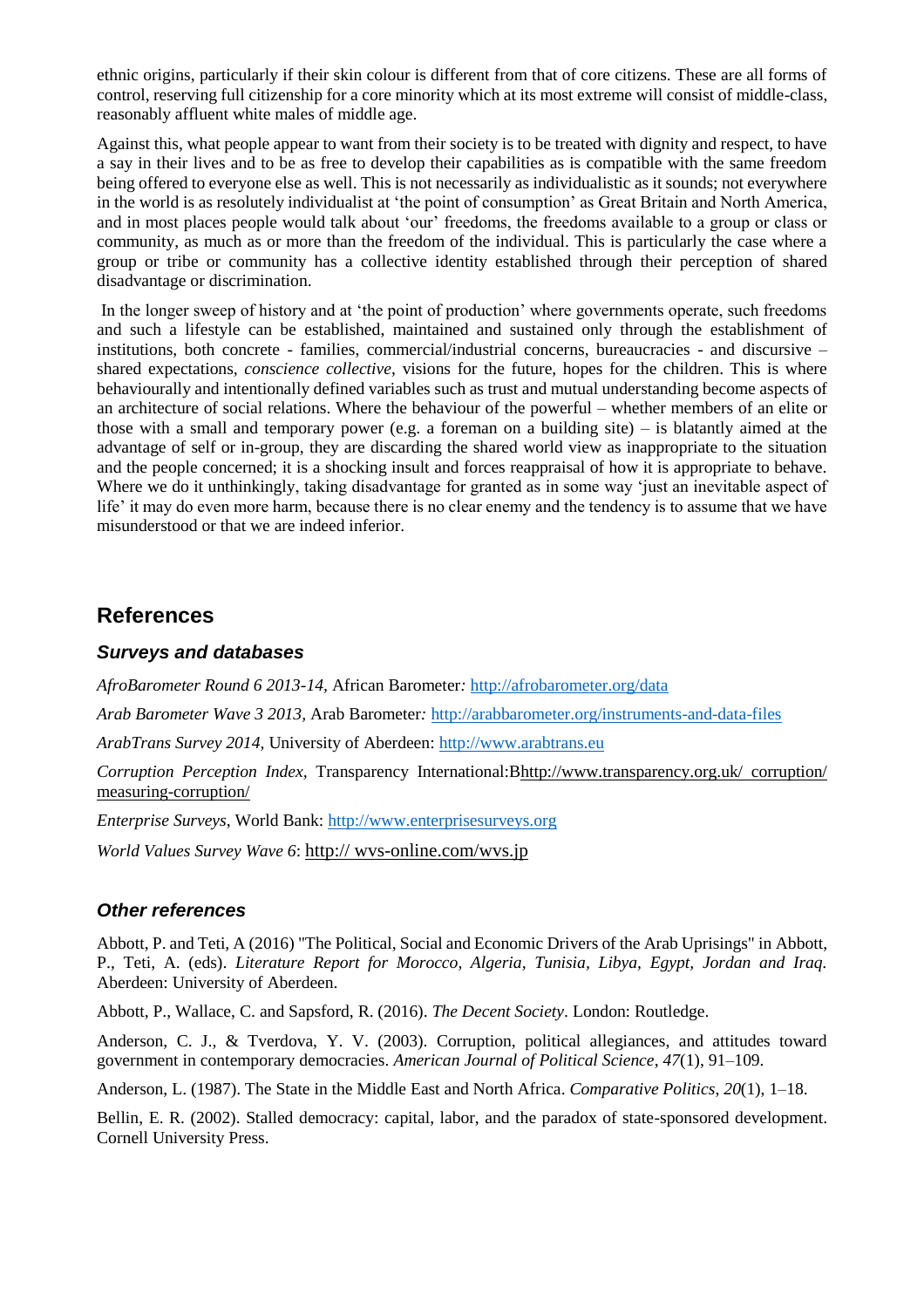ethnic origins, particularly if their skin colour is different from that of core citizens. These are all forms of control, reserving full citizenship for a core minority which at its most extreme will consist of middle-class, reasonably affluent white males of middle age.

Against this, what people appear to want from their society is to be treated with dignity and respect, to have a say in their lives and to be as free to develop their capabilities as is compatible with the same freedom being offered to everyone else as well. This is not necessarily as individualistic as it sounds; not everywhere in the world is as resolutely individualist at 'the point of consumption' as Great Britain and North America, and in most places people would talk about 'our' freedoms, the freedoms available to a group or class or community, as much as or more than the freedom of the individual. This is particularly the case where a group or tribe or community has a collective identity established through their perception of shared disadvantage or discrimination.

In the longer sweep of history and at 'the point of production' where governments operate, such freedoms and such a lifestyle can be established, maintained and sustained only through the establishment of institutions, both concrete - families, commercial/industrial concerns, bureaucracies - and discursive – shared expectations, *conscience collective*, visions for the future, hopes for the children. This is where behaviourally and intentionally defined variables such as trust and mutual understanding become aspects of an architecture of social relations. Where the behaviour of the powerful – whether members of an elite or those with a small and temporary power (e.g. a foreman on a building site) – is blatantly aimed at the advantage of self or in-group, they are discarding the shared world view as inappropriate to the situation and the people concerned; it is a shocking insult and forces reappraisal of how it is appropriate to behave. Where we do it unthinkingly, taking disadvantage for granted as in some way 'just an inevitable aspect of life' it may do even more harm, because there is no clear enemy and the tendency is to assume that we have misunderstood or that we are indeed inferior.

## References

### Surveys and databases

*AfroBarometer Round 6 2013-14*, African Barometer*:* http://afrobarometer.org/data

*Arab Barometer Wave 3 2013*, Arab Barometer*:* http://arabbarometer.org/instruments-and-data-files

*ArabTrans Survey 2014*, University of Aberdeen: http://www.arabtrans.eu

*Corruption Perception Index*, Transparency International:Bhttp://www.transparency.org.uk/ corruption/ measuring-corruption/

*Enterprise Surveys*, World Bank: http://www.enterprisesurveys.org

*World Values Survey Wave 6*: http:// wvs-online.com/wvs.jp

### Other references

Abbott, P. and Teti, A (2016) "The Political, Social and Economic Drivers of the Arab Uprisings" in Abbott, P., Teti, A. (eds). *Literature Report for Morocco, Algeria, Tunisia, Libya, Egypt, Jordan and Iraq.* Aberdeen: University of Aberdeen.

Abbott, P., Wallace, C. and Sapsford, R. (2016). *The Decent Society*. London: Routledge.

Anderson, C. J., & Tverdova, Y. V. (2003). Corruption, political allegiances, and attitudes toward government in contemporary democracies. *American Journal of Political Science*, *47*(1), 91–109.

Anderson, L. (1987). The State in the Middle East and North Africa. *Comparative Politics*, *20*(1), 1–18.

Bellin, E. R. (2002). Stalled democracy: capital, labor, and the paradox of state-sponsored development. Cornell University Press.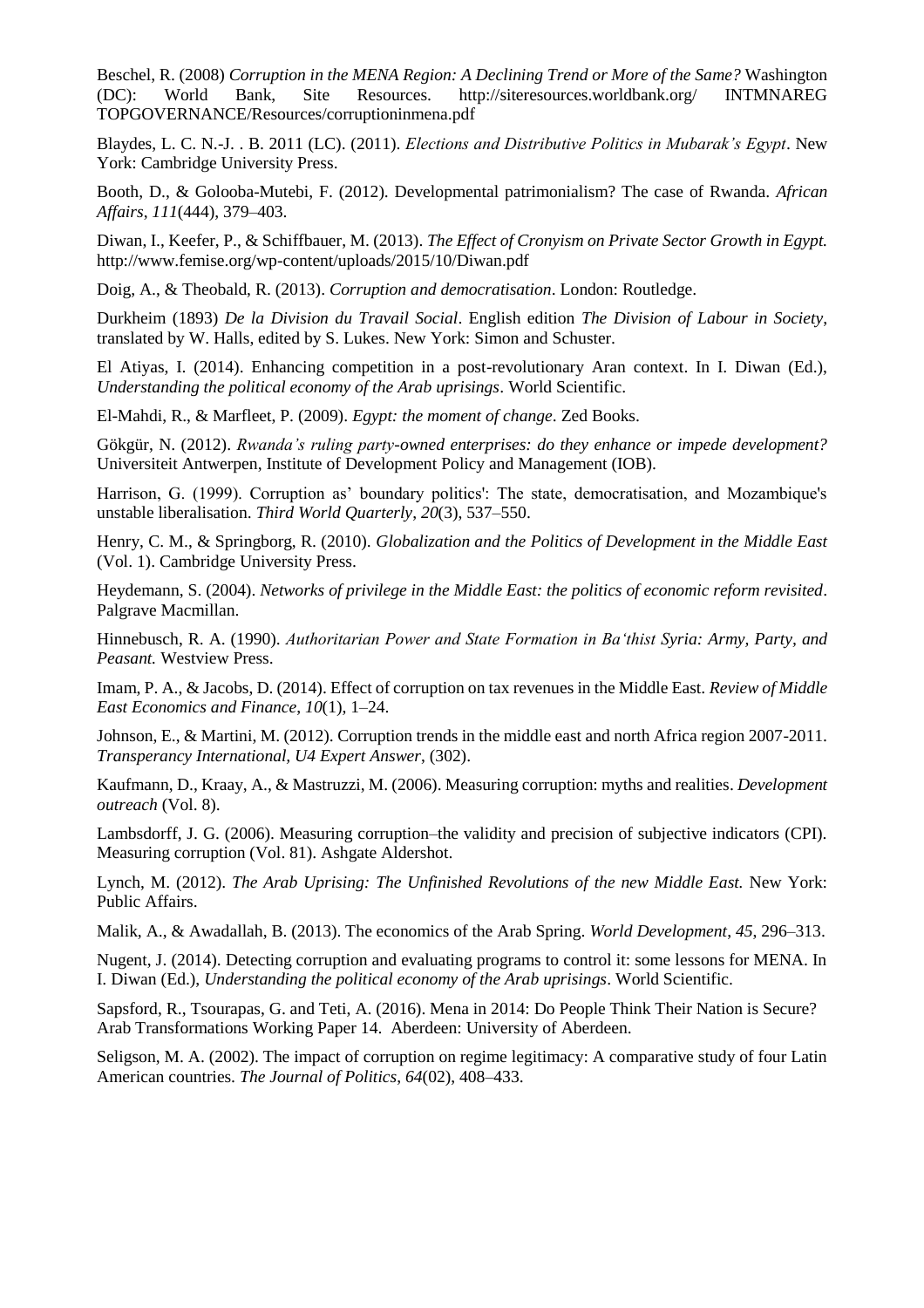Beschel, R. (2008) *Corruption in the MENA Region: A Declining Trend or More of the Same?* Washington (DC): World Bank, Site Resources. http://siteresources.worldbank.org/ INTMNAREG TOPGOVERNANCE/Resources/corruptioninmena.pdf

Blaydes, L. C. N.-J. . B. 2011 (LC). (2011). *Elections and Distributive Politics in Mubarak's Egypt*. New York: Cambridge University Press.

Booth, D., & Golooba-Mutebi, F. (2012). Developmental patrimonialism? The case of Rwanda. *African Affairs*, *111*(444), 379–403.

Diwan, I., Keefer, P., & Schiffbauer, M. (2013). *The Effect of Cronyism on Private Sector Growth in Egypt.* http://www.femise.org/wp-content/uploads/2015/10/Diwan.pdf

Doig, A., & Theobald, R. (2013). *Corruption and democratisation*. London: Routledge.

Durkheim (1893) *De la Division du Travail Social*. English edition *The Division of Labour in Society*, translated by W. Halls, edited by S. Lukes. New York: Simon and Schuster.

El Atiyas, I. (2014). Enhancing competition in a post-revolutionary Aran context. In I. Diwan (Ed.), *Understanding the political economy of the Arab uprisings*. World Scientific.

El-Mahdi, R., & Marfleet, P. (2009). *Egypt: the moment of change*. Zed Books.

Gökgür, N. (2012). *Rwanda's ruling party-owned enterprises: do they enhance or impede development?* Universiteit Antwerpen, Institute of Development Policy and Management (IOB).

Harrison, G. (1999). Corruption as' boundary politics': The state, democratisation, and Mozambique's unstable liberalisation. *Third World Quarterly*, *20*(3), 537–550.

Henry, C. M., & Springborg, R. (2010). *Globalization and the Politics of Development in the Middle East* (Vol. 1). Cambridge University Press.

Heydemann, S. (2004). *Networks of privilege in the Middle East: the politics of economic reform revisited*. Palgrave Macmillan.

Hinnebusch, R. A. (1990). *Authoritarian Power and State Formation in Ba'thist Syria: Army, Party, and Peasant.* Westview Press.

Imam, P. A., & Jacobs, D. (2014). Effect of corruption on tax revenues in the Middle East. *Review of Middle East Economics and Finance*, *10*(1), 1–24.

Johnson, E., & Martini, M. (2012). Corruption trends in the middle east and north Africa region 2007-2011. *Transperancy International, U4 Expert Answer*, (302).

Kaufmann, D., Kraay, A., & Mastruzzi, M. (2006). Measuring corruption: myths and realities. *Development outreach* (Vol. 8).

Lambsdorff, J. G. (2006). Measuring corruption–the validity and precision of subjective indicators (CPI). Measuring corruption (Vol. 81). Ashgate Aldershot.

Lynch, M. (2012). *The Arab Uprising: The Unfinished Revolutions of the new Middle East.* New York: Public Affairs.

Malik, A., & Awadallah, B. (2013). The economics of the Arab Spring. *World Development*, *45*, 296–313.

Nugent, J. (2014). Detecting corruption and evaluating programs to control it: some lessons for MENA. In I. Diwan (Ed.), *Understanding the political economy of the Arab uprisings*. World Scientific.

Sapsford, R., Tsourapas, G. and Teti, A. (2016). Mena in 2014: Do People Think Their Nation is Secure? Arab Transformations Working Paper 14. Aberdeen: University of Aberdeen.

Seligson, M. A. (2002). The impact of corruption on regime legitimacy: A comparative study of four Latin American countries. *The Journal of Politics*, *64*(02), 408–433.